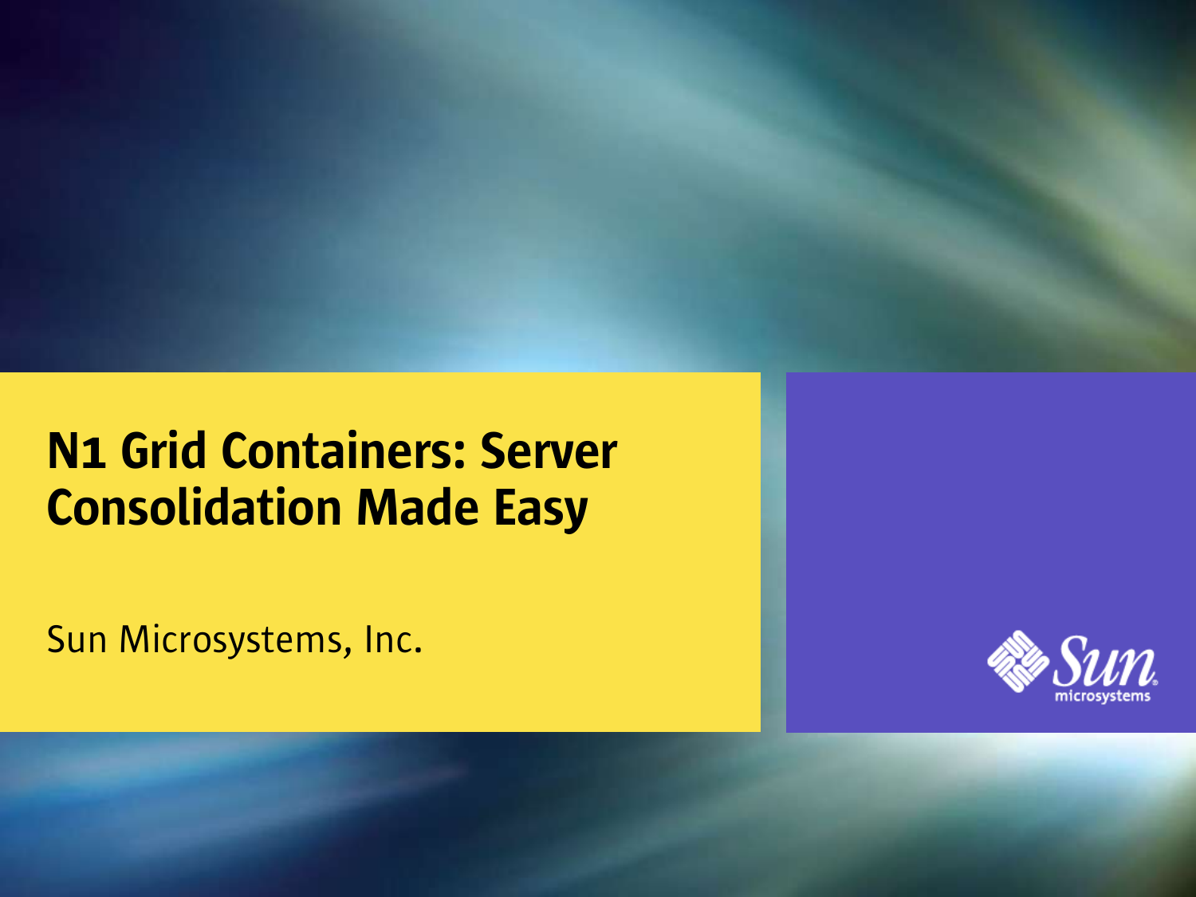# N1 Grid Containers: Server Consolidation Made Easy

Sun Microsystems, Inc.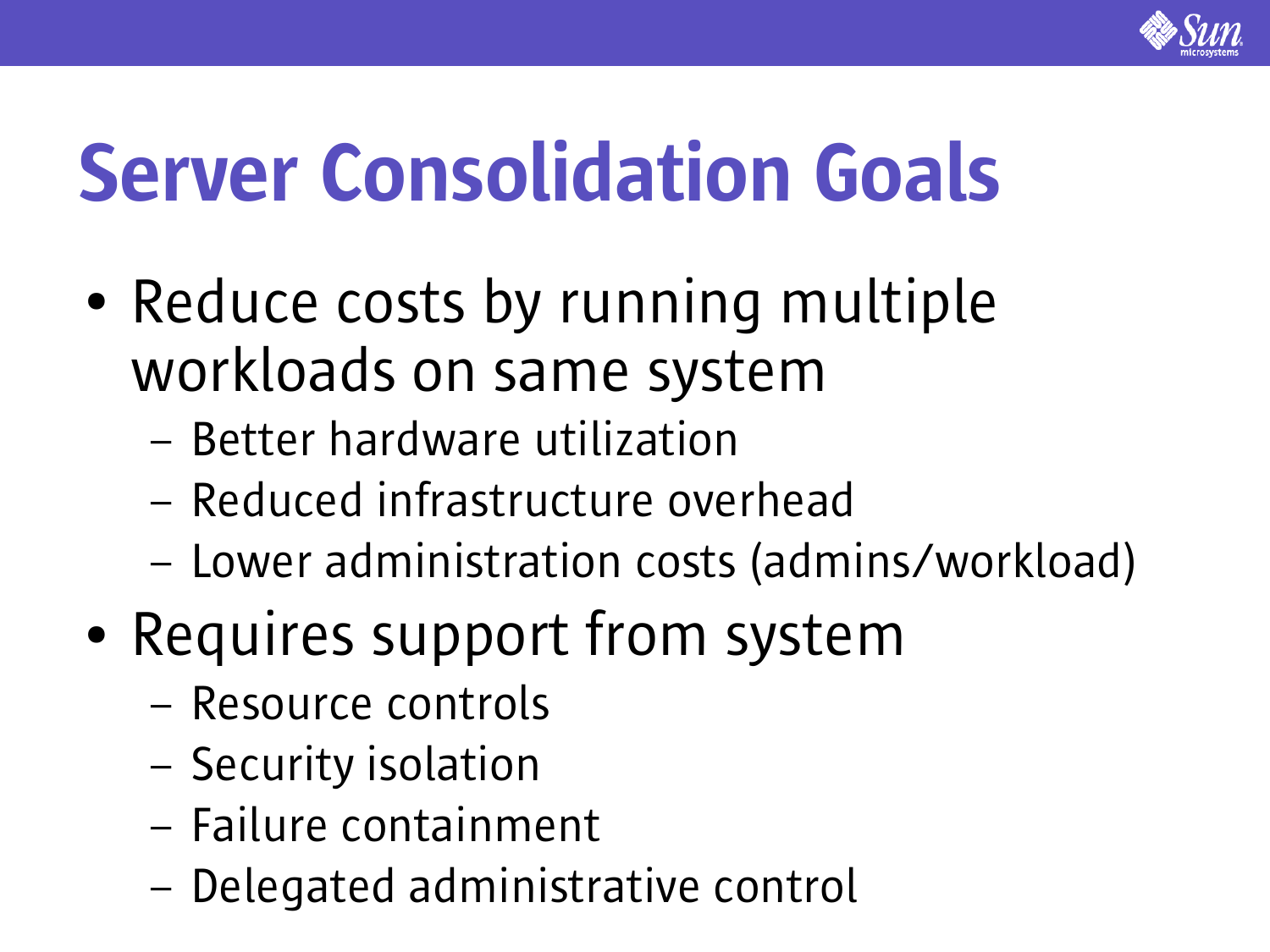# Server Consolidation Goals

- Reduce costs by running multiple workloads on same system
  - Better hardware utilization
  - Reduced infrastructure overhead
  - Lower administration costs (admins/workload)
- Requires support from system
  - Resource controls
  - Security isolation
  - Failure containment
  - Delegated administrative control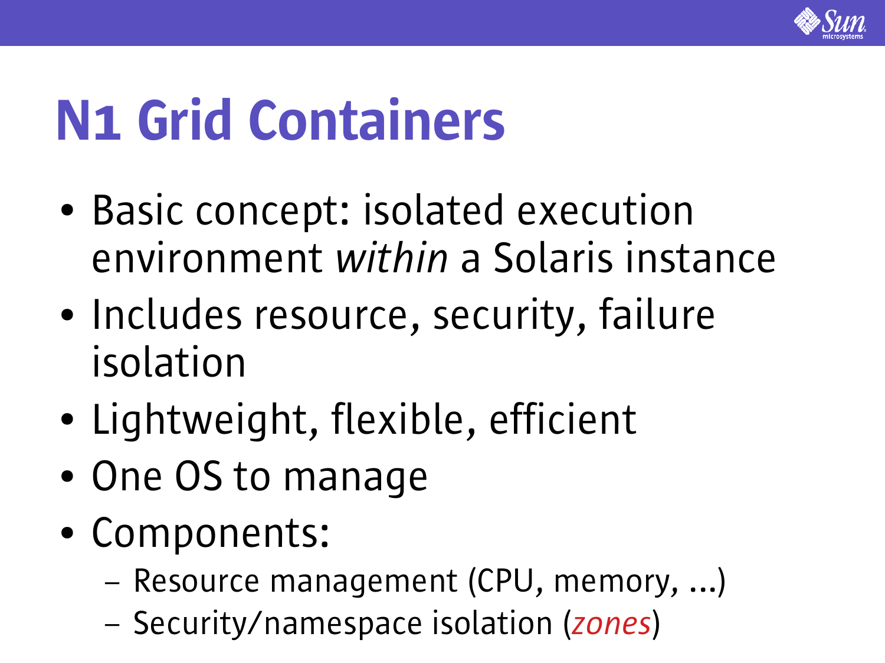# N1 Grid Containers

- Basic concept: isolated execution environment *within* a Solaris instance
- Includes resource, security, failure isolation
- Lightweight, flexible, efficient
- One OS to manage
- Components:
  - Resource management (CPU, memory, ...)
  - Security/namespace isolation (*zones*)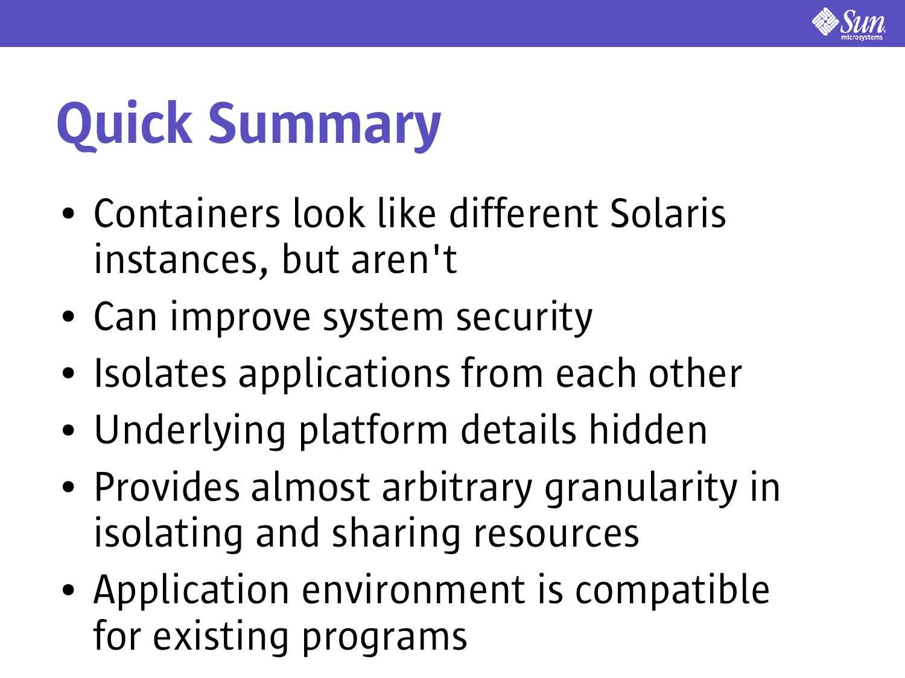# Quick Summary

- Containers look like different Solaris instances, but aren't
- Can improve system security
- Isolates applications from each other
- Underlying platform details hidden
- Provides almost arbitrary granularity in isolating and sharing resources
- Application environment is compatible for existing programs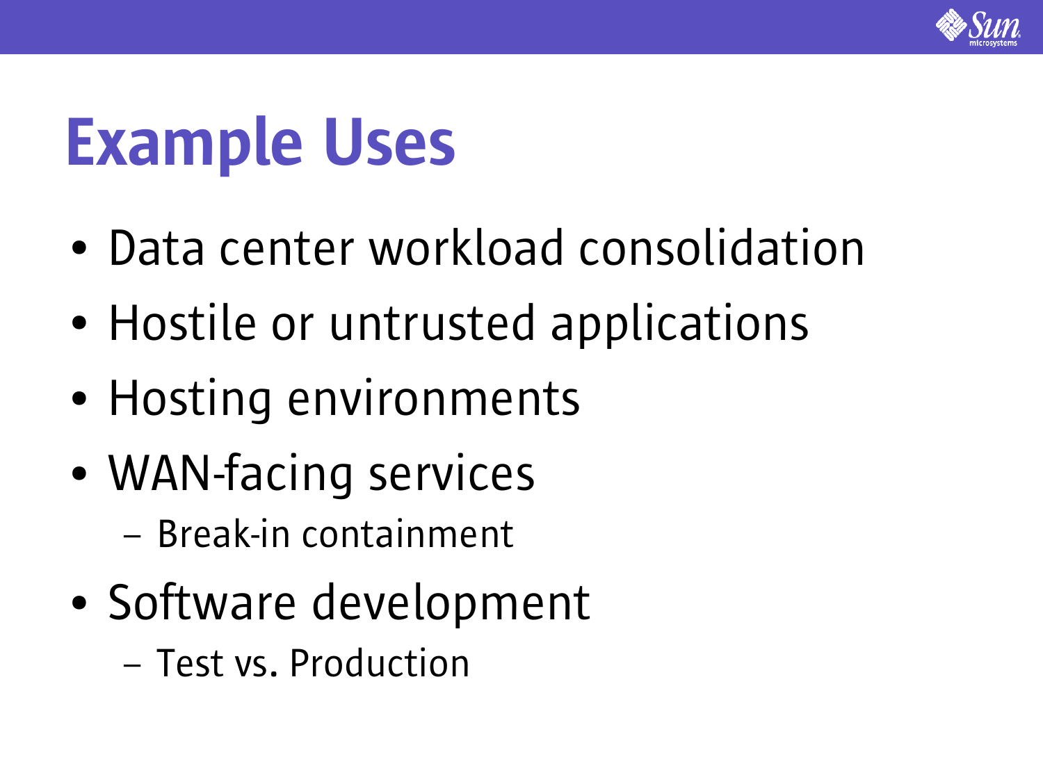# Example Uses

- Data center workload consolidation
- Hostile or untrusted applications
- Hosting environments
- WAN-facing services
  - Break-in containment
- Software development
  - Test vs. Production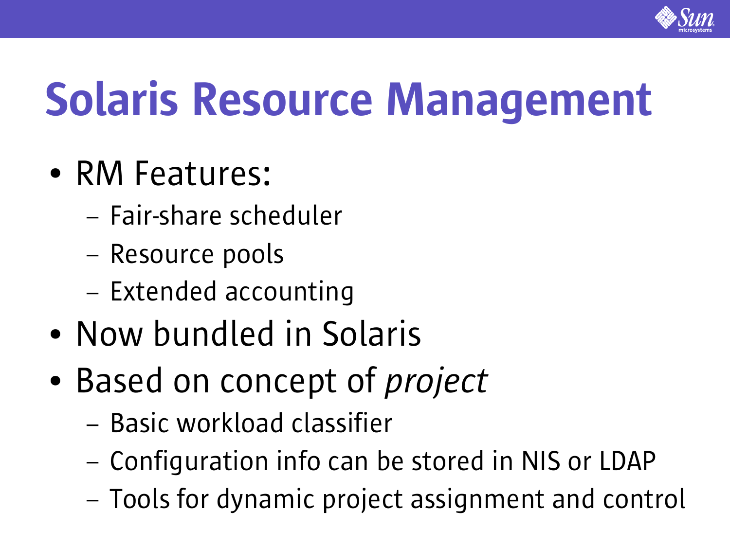# Solaris Resource Management

- RM Features:
  - Fair-share scheduler
  - Resource pools
  - Extended accounting
- Now bundled in Solaris
- Based on concept of *project*
  - Basic workload classifier
  - Configuration info can be stored in NIS or LDAP
  - Tools for dynamic project assignment and control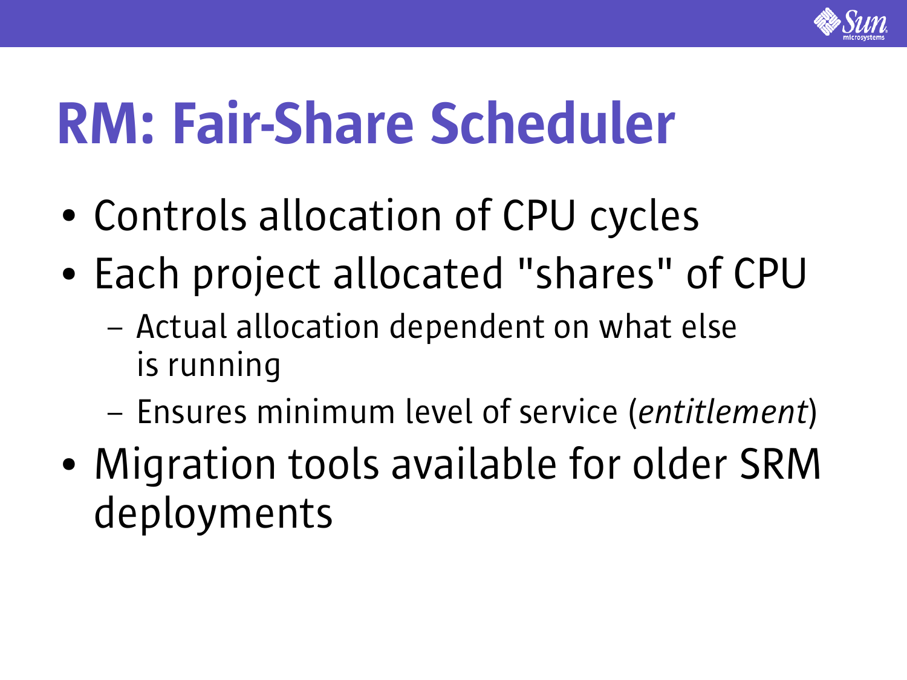# RM: Fair-Share Scheduler

- Controls allocation of CPU cycles
- Each project allocated "shares" of CPU
  - Actual allocation dependent on what else is running
  - Ensures minimum level of service (*entitlement*)
- Migration tools available for older SRM deployments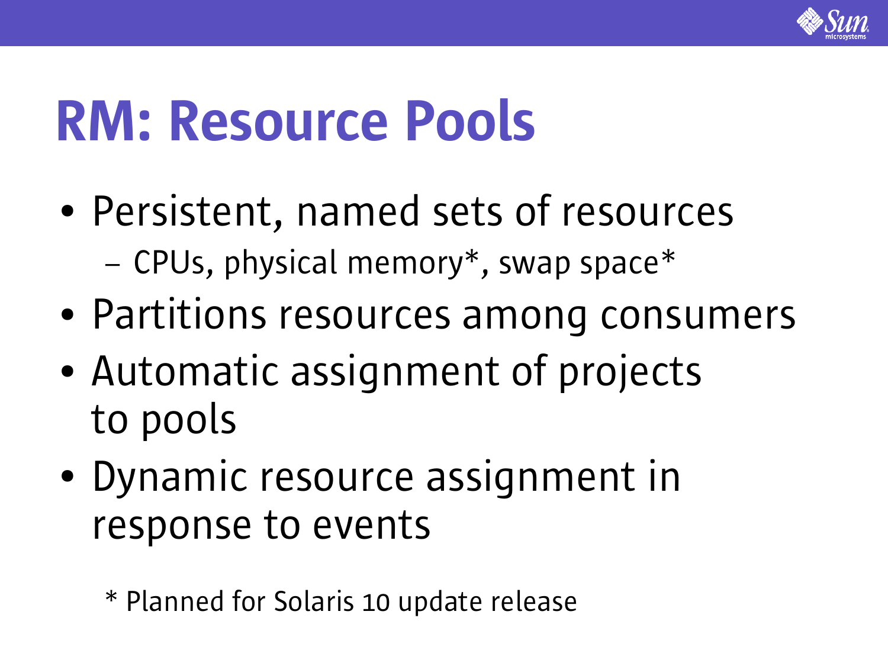# RM: Resource Pools

- Persistent, named sets of resources
  - CPUs, physical memory*, swap space*
- Partitions resources among consumers
- Automatic assignment of projects to pools
- Dynamic resource assignment in response to events

\* Planned for Solaris 10 update release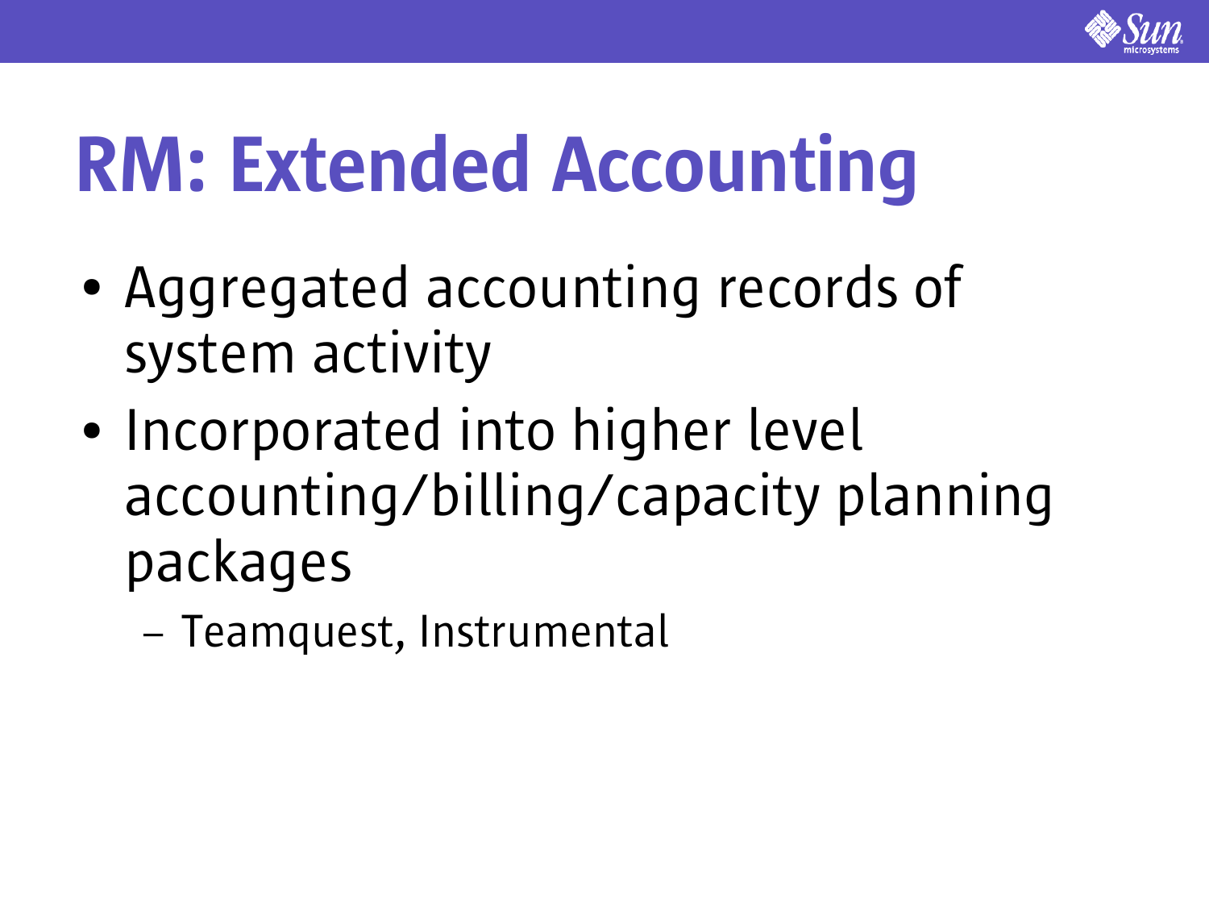# RM: Extended Accounting

- Aggregated accounting records of system activity
- Incorporated into higher level accounting/billing/capacity planning packages
  - Teamquest, Instrumental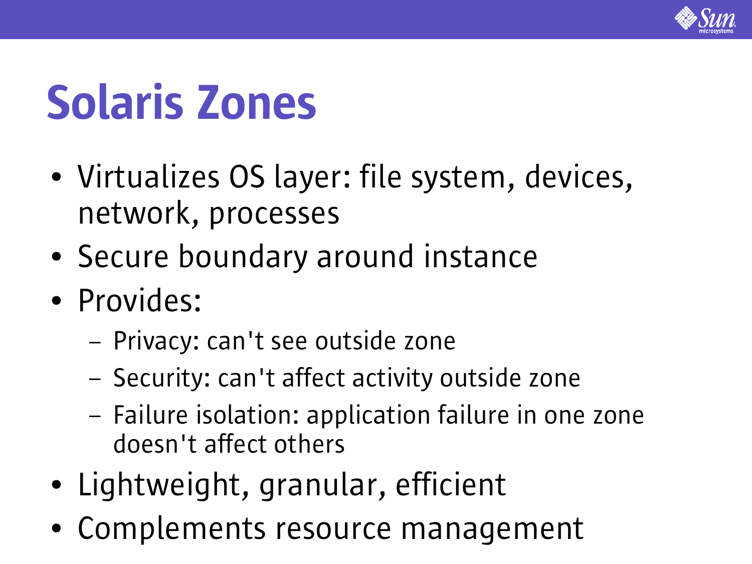# Solaris Zones

- Virtualizes OS layer: file system, devices, network, processes
- Secure boundary around instance
- Provides:
  - Privacy: can't see outside zone
  - Security: can't affect activity outside zone
  - Failure isolation: application failure in one zone doesn't affect others
- Lightweight, granular, efficient
- Complements resource management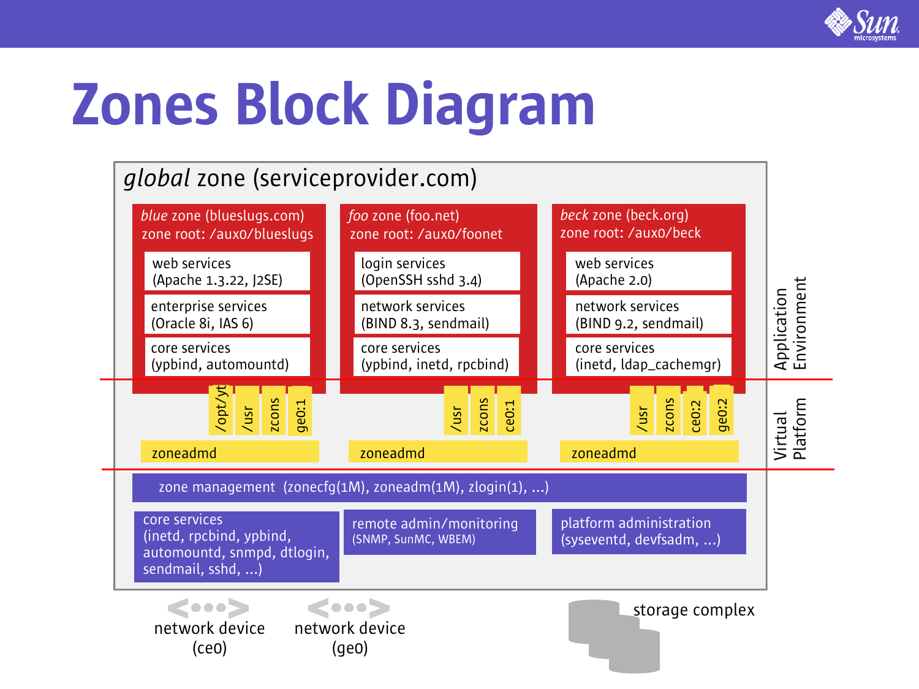# Zones Block Diagram

*global* zone (serviceprovider.com)

*blue* zone (blueslugs.com)
zone root: /aux0/blueslugs

- web services (Apache 1.3.22, J2SE)
- enterprise services (Oracle 8i, IAS 6)
- core services (ypbind, automountd)
- /opt/yt, /usr, zcons, ge0:1
- zoneadmd

*foo* zone (foo.net)
zone root: /aux0/foonet

- login services (OpenSSH sshd 3.4)
- network services (BIND 8.3, sendmail)
- core services (ypbind, inetd, rpcbind)
- /usr, zcons, ce0:1
- zoneadmd

*beck* zone (beck.org)
zone root: /aux0/beck

- web services (Apache 2.0)
- network services (BIND 9.2, sendmail)
- core services (inetd, ldap_cachemgr)
- /usr, zcons, ce0:2, ge0:2
- zoneadmd

Application Environment

Virtual Platform

zone management (zonecfg(1M), zoneadm(1M), zlogin(1), ...)

core services (inetd, rpcbind, ypbind, automountd, snmpd, dtlogin, sendmail, sshd, ...)

remote admin/monitoring (SNMP, SunMC, WBEM)

platform administration (syseventd, devfsadm, ...)

network device (ce0)

network device (ge0)

storage complex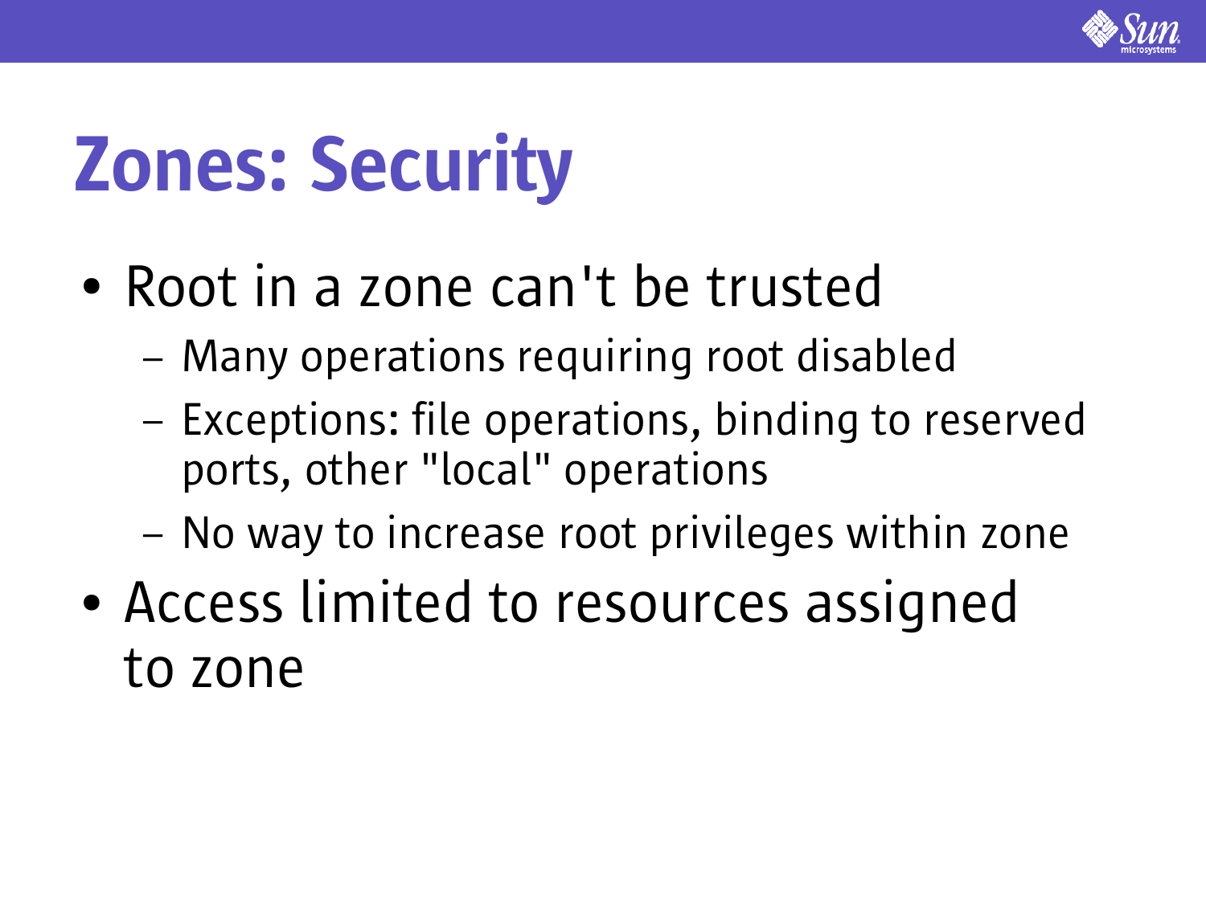# Zones: Security

- Root in a zone can't be trusted
  - Many operations requiring root disabled
  - Exceptions: file operations, binding to reserved ports, other "local" operations
  - No way to increase root privileges within zone
- Access limited to resources assigned to zone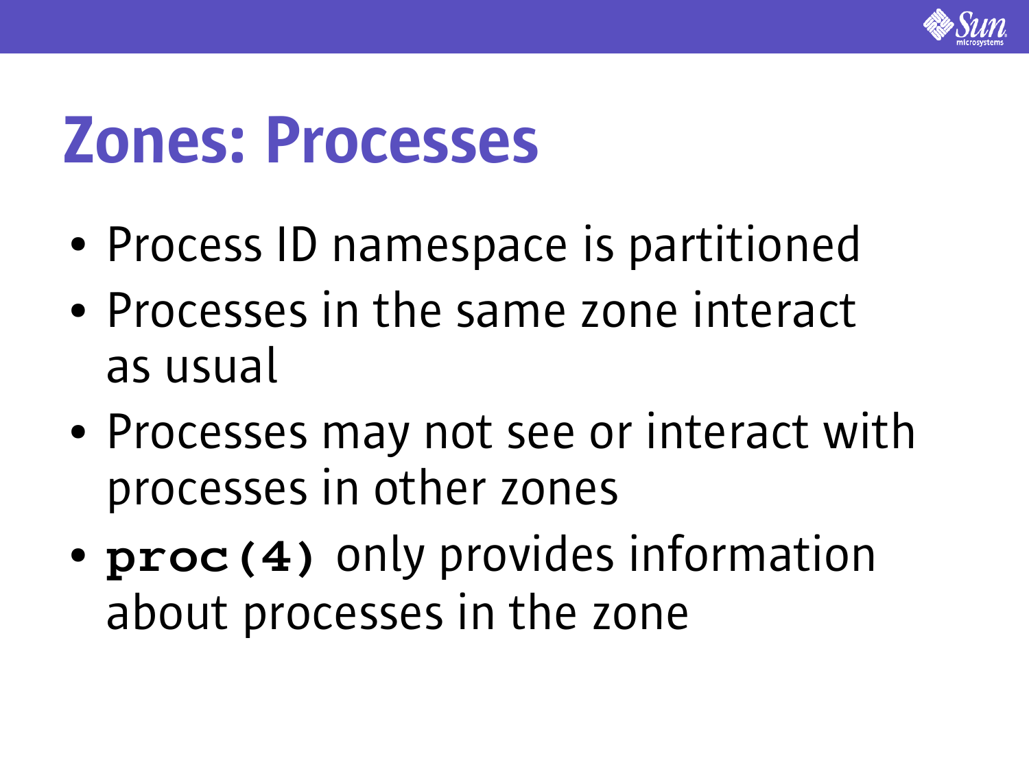# Zones: Processes

- Process ID namespace is partitioned
- Processes in the same zone interact as usual
- Processes may not see or interact with processes in other zones
- **`proc(4)`** only provides information about processes in the zone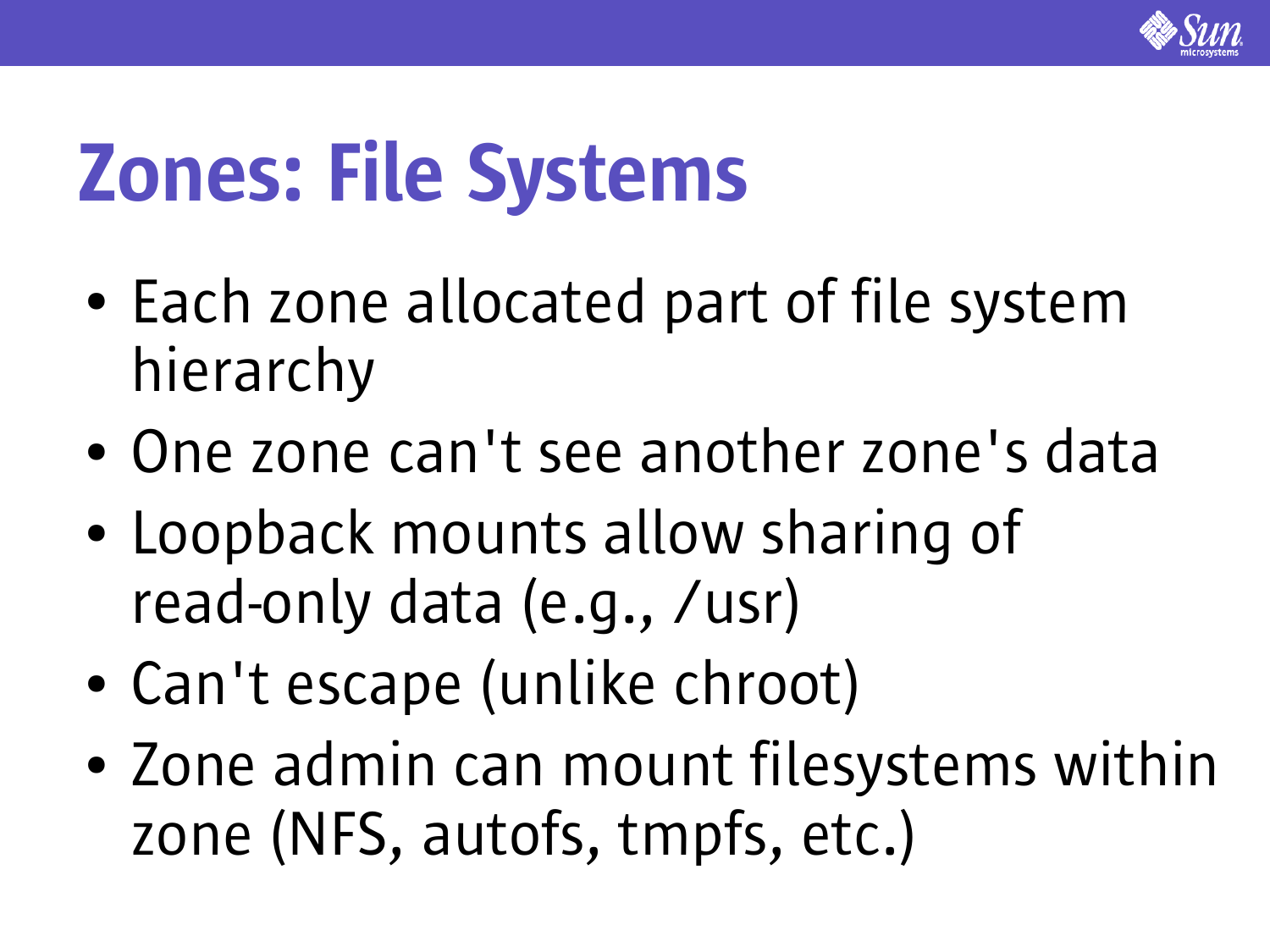# Zones: File Systems

- Each zone allocated part of file system hierarchy
- One zone can't see another zone's data
- Loopback mounts allow sharing of read-only data (e.g., /usr)
- Can't escape (unlike chroot)
- Zone admin can mount filesystems within zone (NFS, autofs, tmpfs, etc.)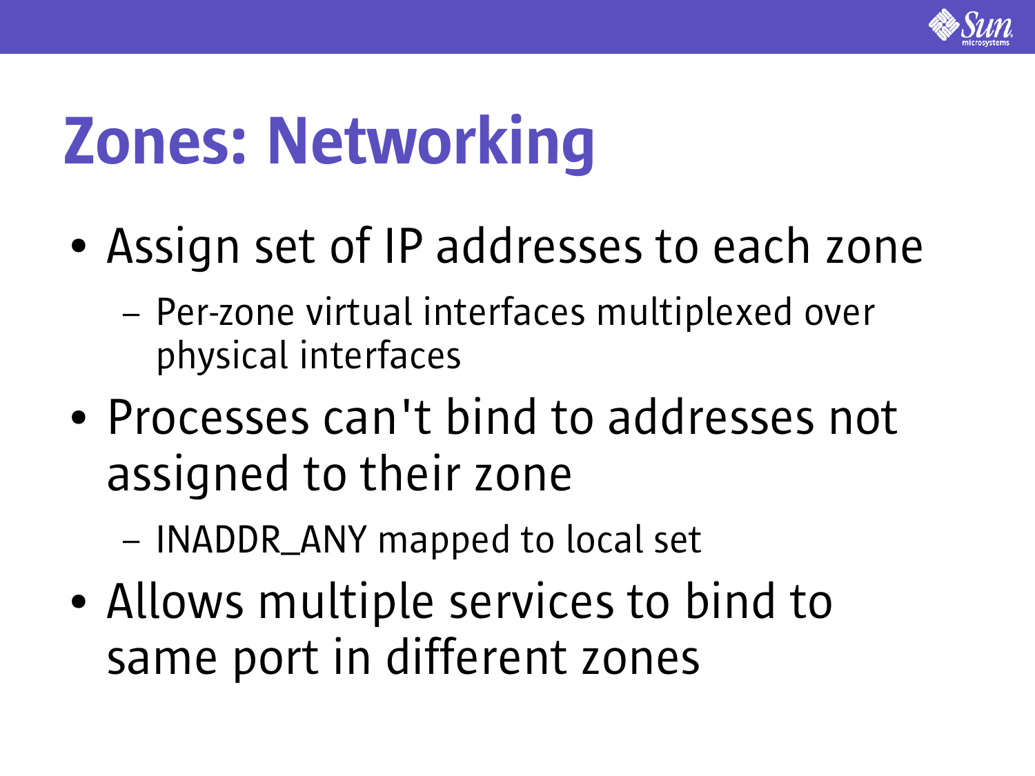# Zones: Networking

- Assign set of IP addresses to each zone
  - Per-zone virtual interfaces multiplexed over physical interfaces
- Processes can't bind to addresses not assigned to their zone
  - INADDR_ANY mapped to local set
- Allows multiple services to bind to same port in different zones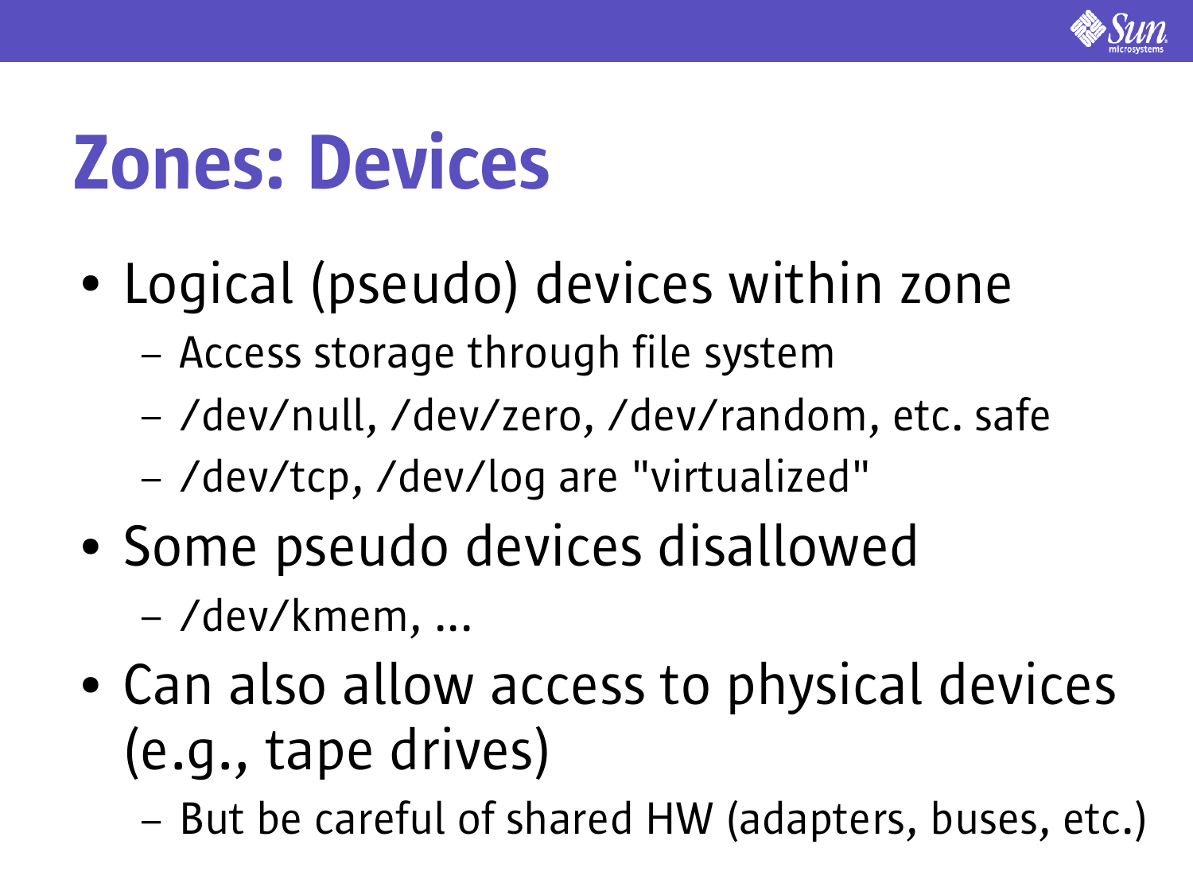# Zones: Devices

- Logical (pseudo) devices within zone
  - Access storage through file system
  - /dev/null, /dev/zero, /dev/random, etc. safe
  - /dev/tcp, /dev/log are "virtualized"
- Some pseudo devices disallowed
  - /dev/kmem, ...
- Can also allow access to physical devices (e.g., tape drives)
  - But be careful of shared HW (adapters, buses, etc.)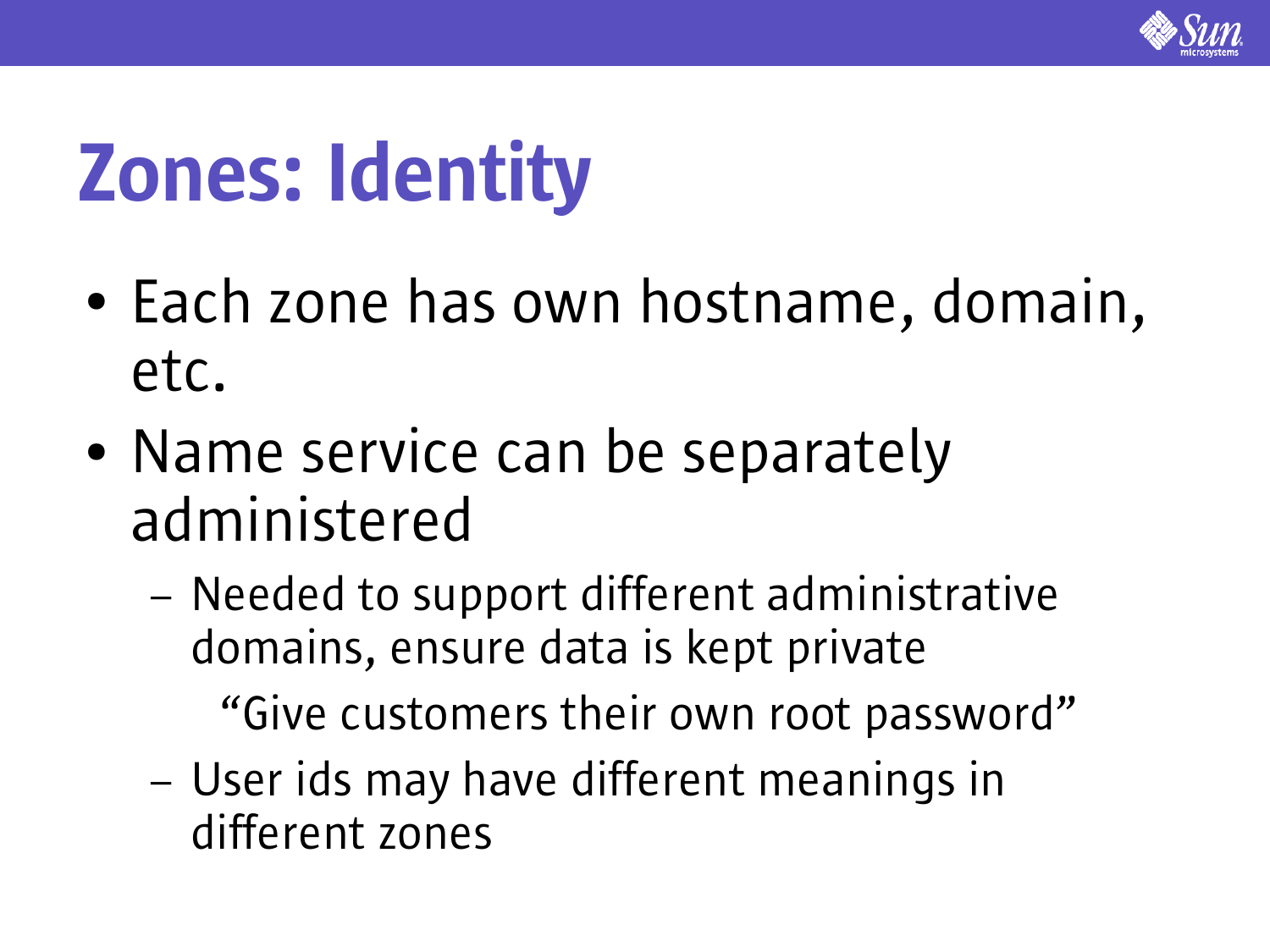# Zones: Identity

- Each zone has own hostname, domain, etc.
- Name service can be separately administered
  - Needed to support different administrative domains, ensure data is kept private

    "Give customers their own root password"
  - User ids may have different meanings in different zones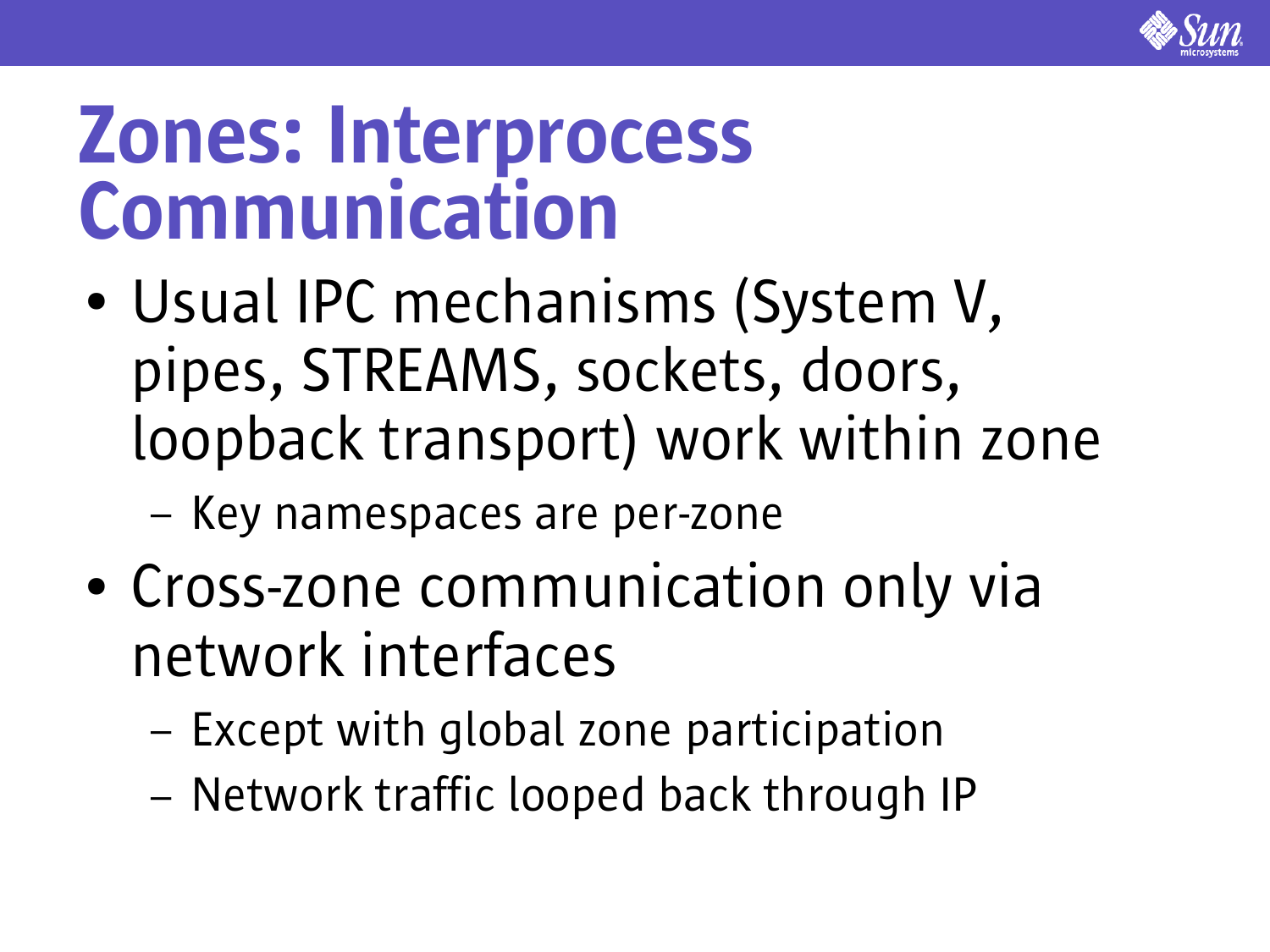# Zones: Interprocess Communication

- Usual IPC mechanisms (System V, pipes, STREAMS, sockets, doors, loopback transport) work within zone
  - Key namespaces are per-zone
- Cross-zone communication only via network interfaces
  - Except with global zone participation
  - Network traffic looped back through IP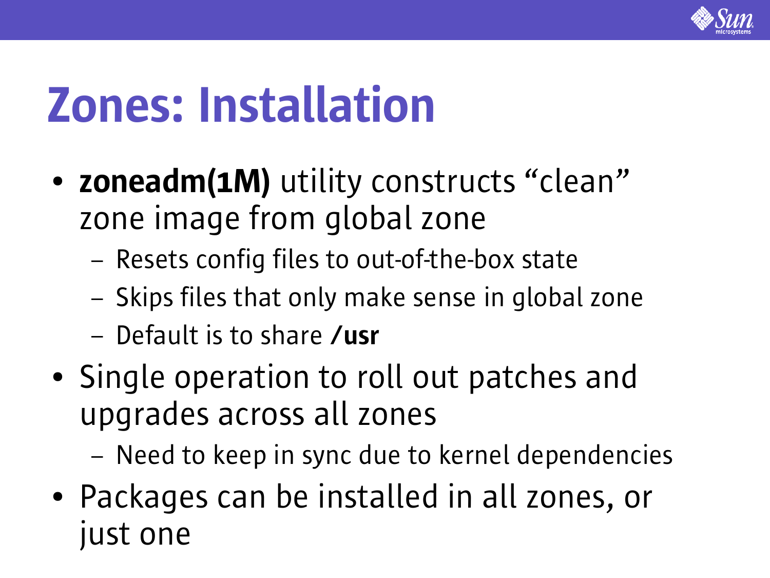# Zones: Installation

- **zoneadm(1M)** utility constructs “clean” zone image from global zone
  - Resets config files to out-of-the-box state
  - Skips files that only make sense in global zone
  - Default is to share **/usr**
- Single operation to roll out patches and upgrades across all zones
  - Need to keep in sync due to kernel dependencies
- Packages can be installed in all zones, or just one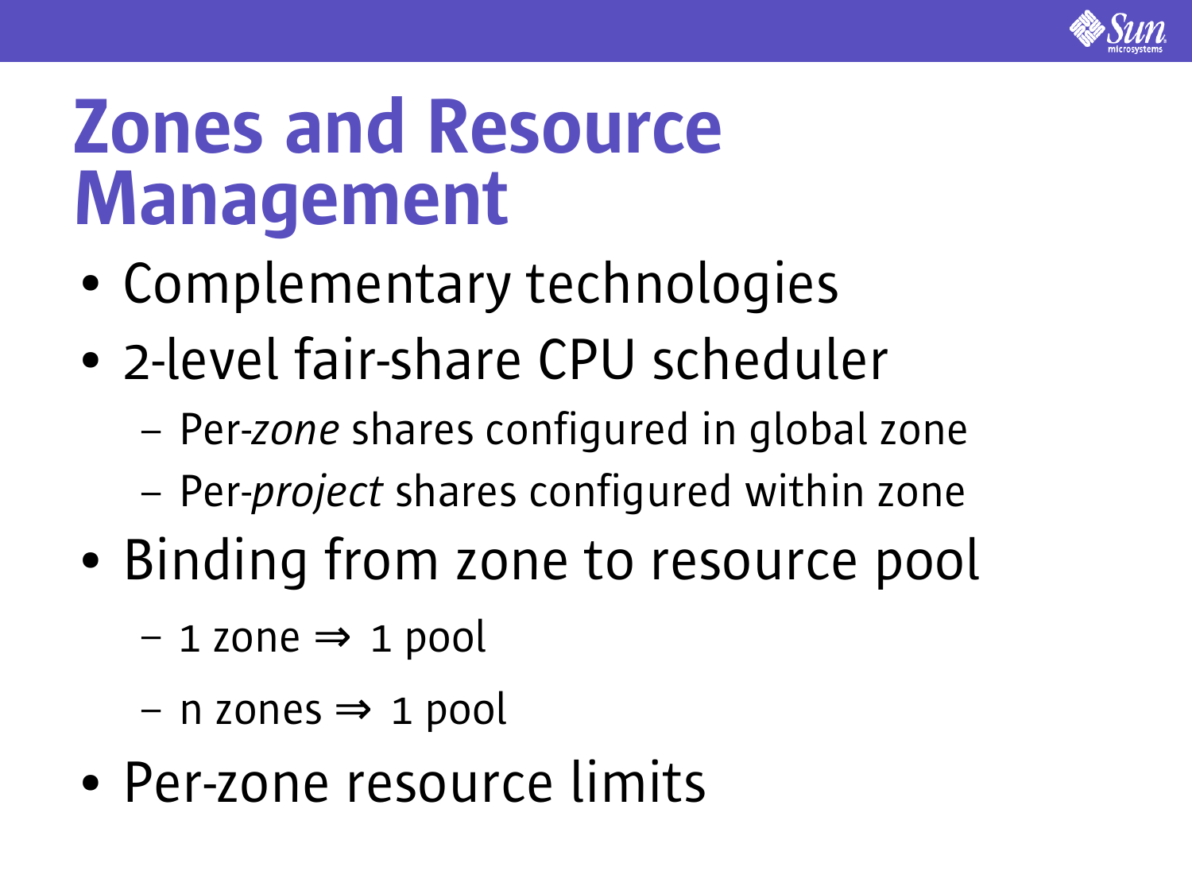# Zones and Resource Management

- Complementary technologies
- 2-level fair-share CPU scheduler
  - Per-*zone* shares configured in global zone
  - Per-*project* shares configured within zone
- Binding from zone to resource pool
  - 1 zone ⇒ 1 pool
  - n zones ⇒ 1 pool
- Per-zone resource limits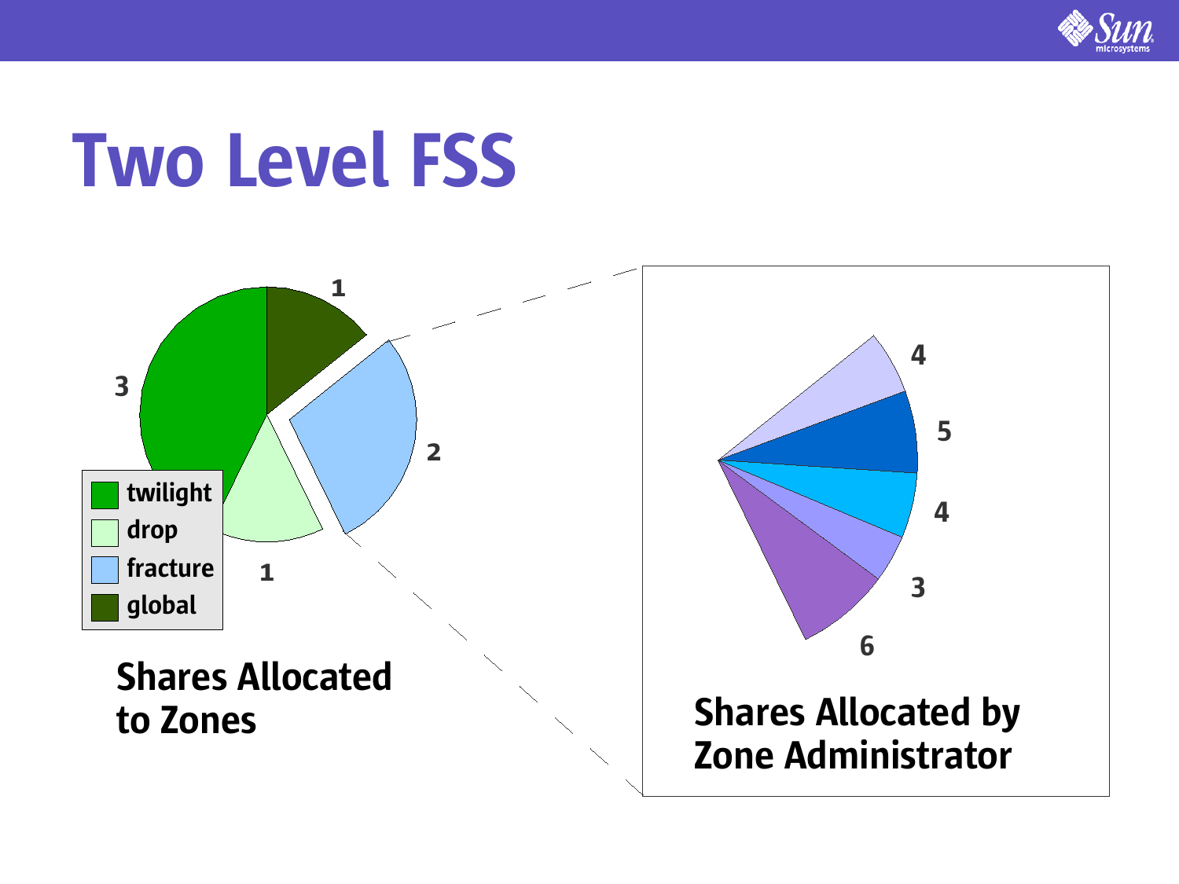# Two Level FSS

- twilight: 3
- drop: 1
- fracture: 2
- global: 1

**Shares Allocated to Zones**

4, 5, 4, 3, 6

**Shares Allocated by Zone Administrator**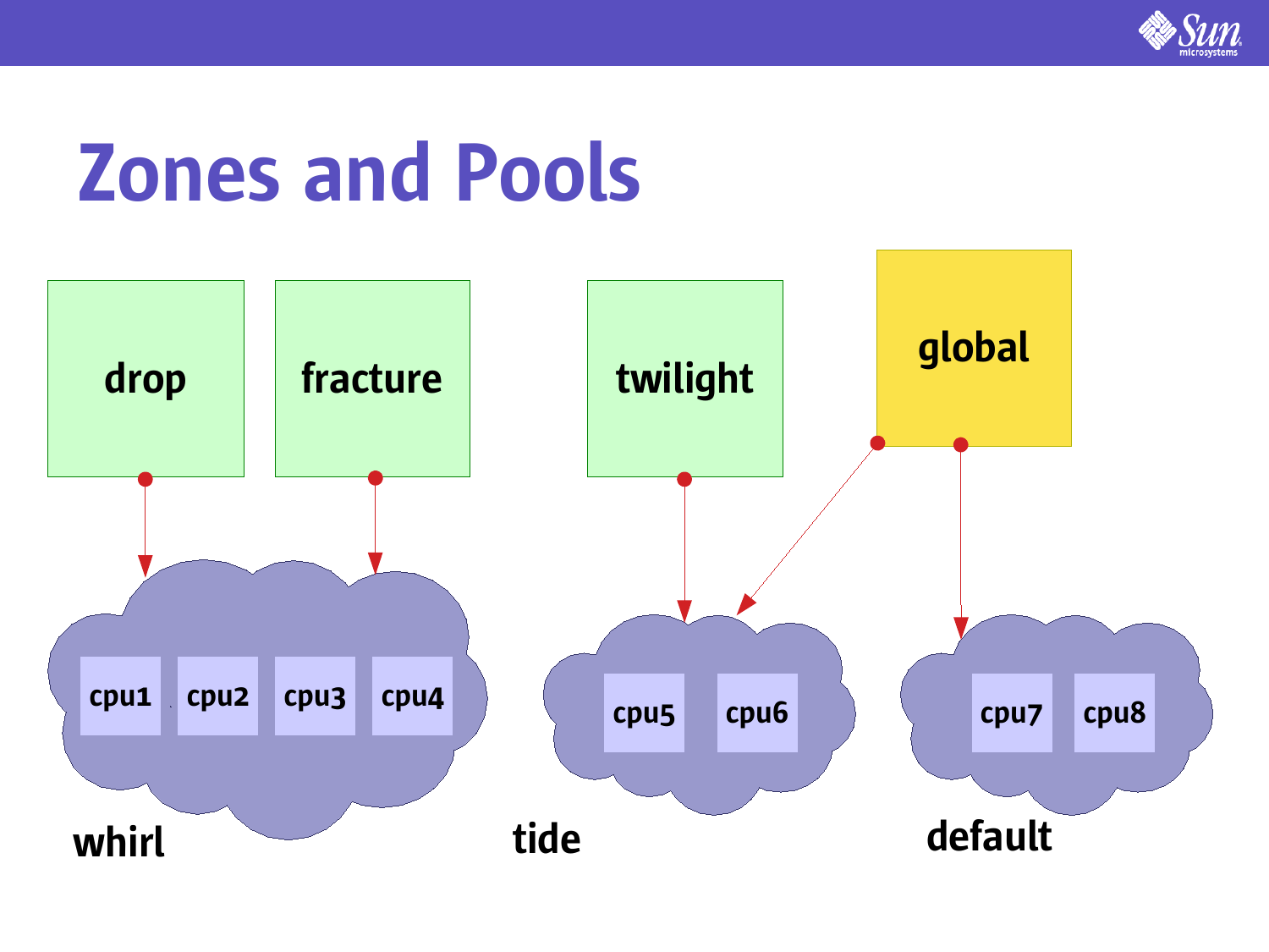# Zones and Pools

drop

fracture

twilight

global

cpu1 cpu2 cpu3 cpu4

whirl

cpu5 cpu6

tide

cpu7 cpu8

default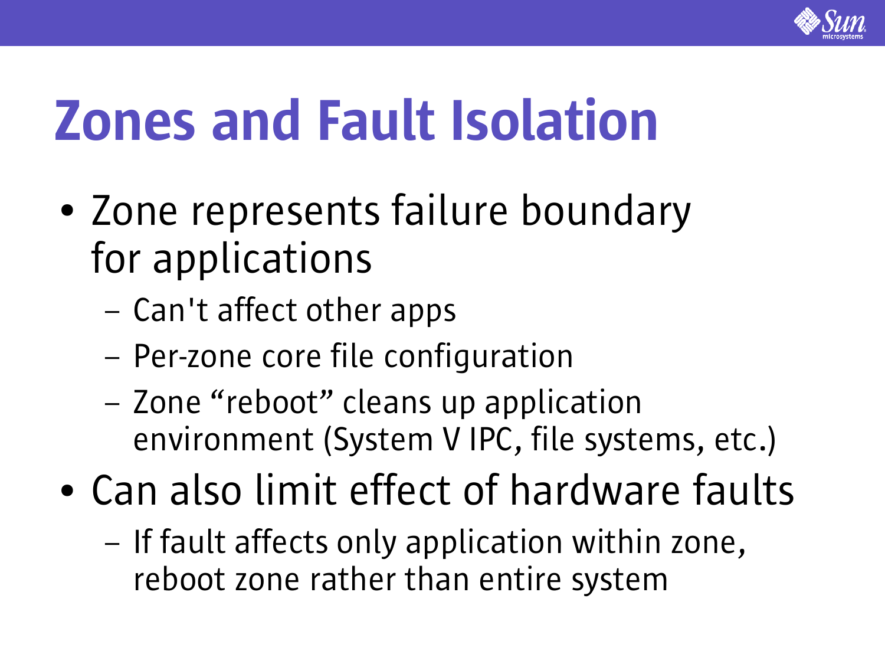# Zones and Fault Isolation

- Zone represents failure boundary for applications
  - Can't affect other apps
  - Per-zone core file configuration
  - Zone “reboot” cleans up application environment (System V IPC, file systems, etc.)
- Can also limit effect of hardware faults
  - If fault affects only application within zone, reboot zone rather than entire system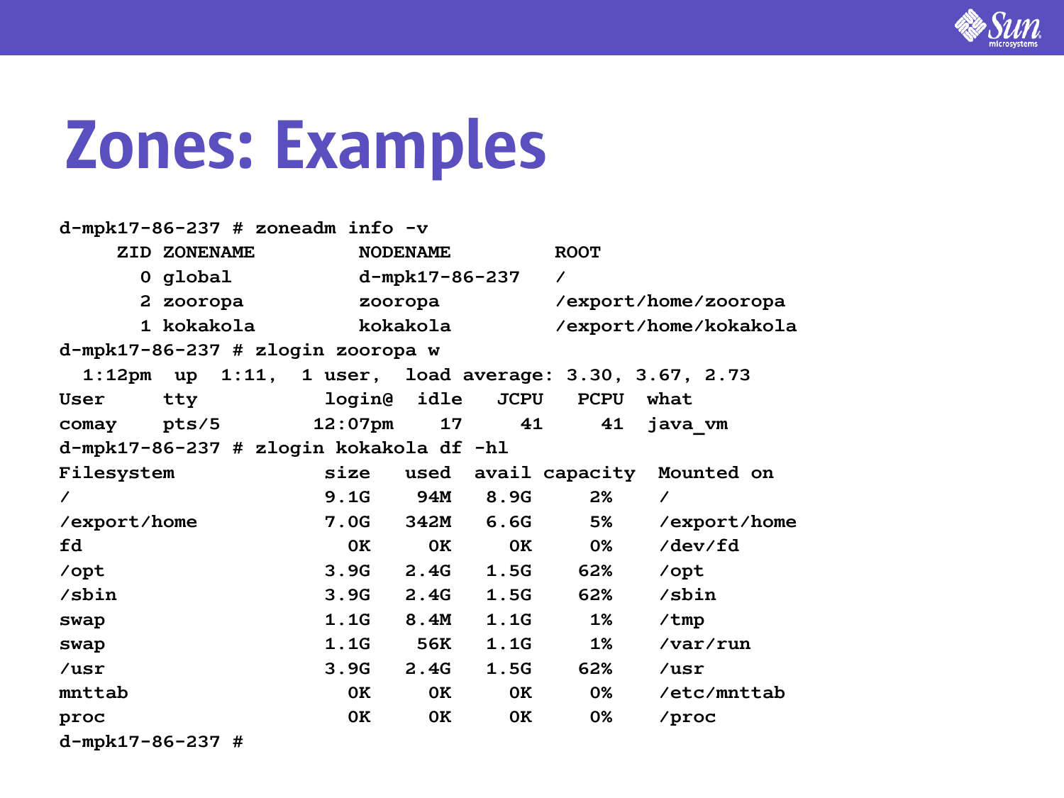# Zones: Examples

```
d-mpk17-86-237 # zoneadm info -v
     ZID ZONENAME         NODENAME         ROOT
       0 global           d-mpk17-86-237   /
       2 zooropa          zooropa          /export/home/zooropa
       1 kokakola         kokakola         /export/home/kokakola
d-mpk17-86-237 # zlogin zooropa w
  1:12pm  up  1:11,  1 user,  load average: 3.30, 3.67, 2.73
User     tty           login@  idle   JCPU   PCPU  what
comay    pts/5        12:07pm    17     41     41  java_vm
d-mpk17-86-237 # zlogin kokakola df -hl
Filesystem             size   used  avail capacity  Mounted on
/                      9.1G    94M   8.9G     2%    /
/export/home           7.0G   342M   6.6G     5%    /export/home
fd                       0K     0K     0K     0%    /dev/fd
/opt                   3.9G   2.4G   1.5G    62%    /opt
/sbin                  3.9G   2.4G   1.5G    62%    /sbin
swap                   1.1G   8.4M   1.1G     1%    /tmp
swap                   1.1G    56K   1.1G     1%    /var/run
/usr                   3.9G   2.4G   1.5G    62%    /usr
mnttab                   0K     0K     0K     0%    /etc/mnttab
proc                     0K     0K     0K     0%    /proc
d-mpk17-86-237 #
```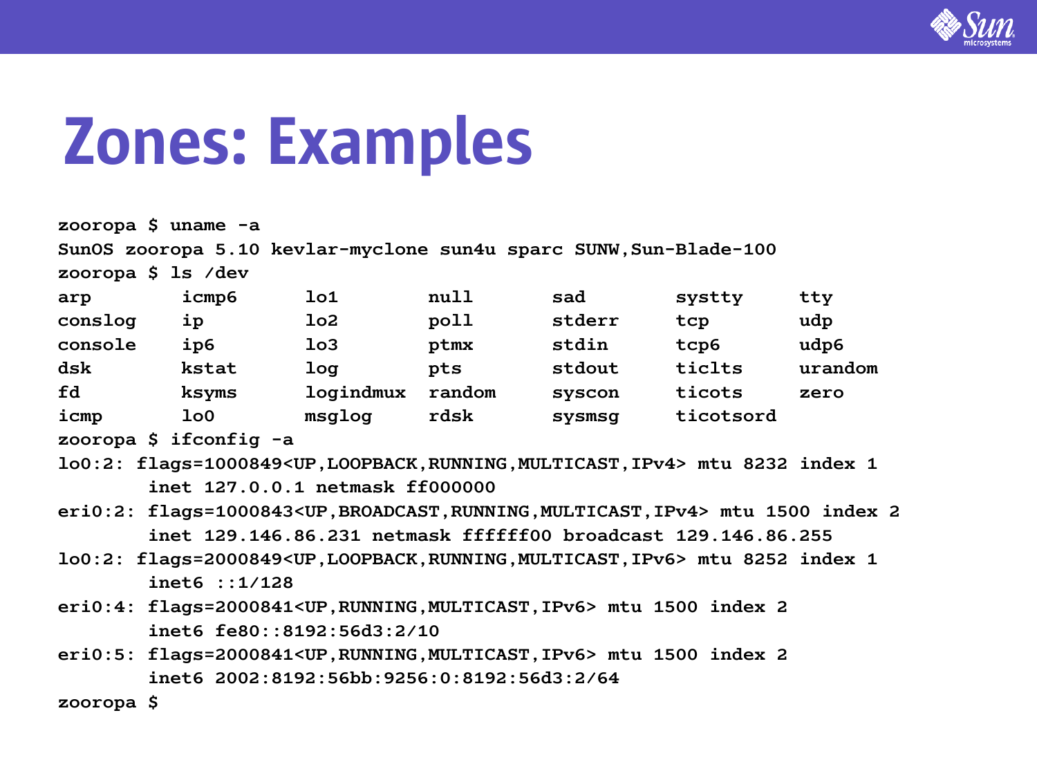# Zones: Examples

```
zooropa $ uname -a
SunOS zooropa 5.10 kevlar-myclone sun4u sparc SUNW,Sun-Blade-100
zooropa $ ls /dev
arp         icmp6       lo1         null        sad         systty      tty
conslog     ip          lo2         poll        stderr      tcp         udp
console     ip6         lo3         ptmx        stdin       tcp6        udp6
dsk         kstat       log         pts         stdout      ticlts      urandom
fd          ksyms       logindmux   random      syscon      ticots      zero
icmp        lo0         msglog      rdsk        sysmsg      ticotsord
zooropa $ ifconfig -a
lo0:2: flags=1000849<UP,LOOPBACK,RUNNING,MULTICAST,IPv4> mtu 8232 index 1
        inet 127.0.0.1 netmask ff000000
eri0:2: flags=1000843<UP,BROADCAST,RUNNING,MULTICAST,IPv4> mtu 1500 index 2
        inet 129.146.86.231 netmask ffffff00 broadcast 129.146.86.255
lo0:2: flags=2000849<UP,LOOPBACK,RUNNING,MULTICAST,IPv6> mtu 8252 index 1
        inet6 ::1/128
eri0:4: flags=2000841<UP,RUNNING,MULTICAST,IPv6> mtu 1500 index 2
        inet6 fe80::8192:56d3:2/10
eri0:5: flags=2000841<UP,RUNNING,MULTICAST,IPv6> mtu 1500 index 2
        inet6 2002:8192:56bb:9256:0:8192:56d3:2/64
zooropa $
```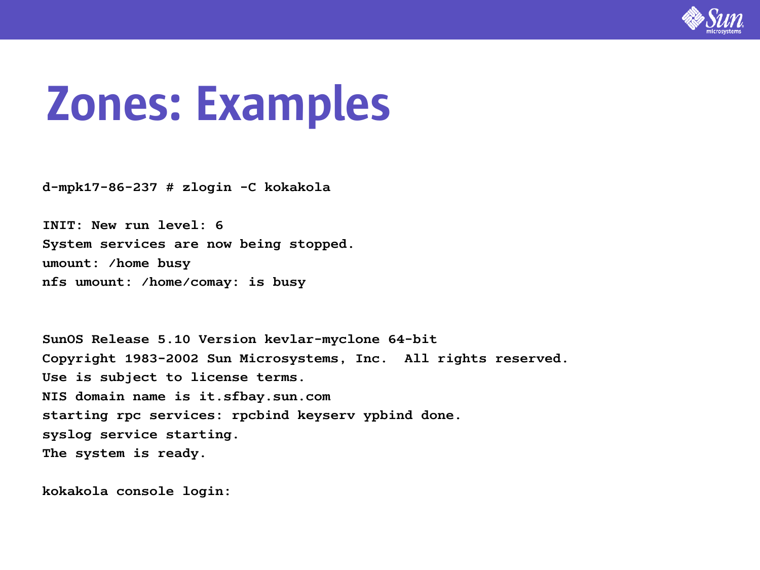# Zones: Examples

```
d-mpk17-86-237 # zlogin -C kokakola

INIT: New run level: 6
System services are now being stopped.
umount: /home busy
nfs umount: /home/comay: is busy


SunOS Release 5.10 Version kevlar-myclone 64-bit
Copyright 1983-2002 Sun Microsystems, Inc.  All rights reserved.
Use is subject to license terms.
NIS domain name is it.sfbay.sun.com
starting rpc services: rpcbind keyserv ypbind done.
syslog service starting.
The system is ready.

kokakola console login:
```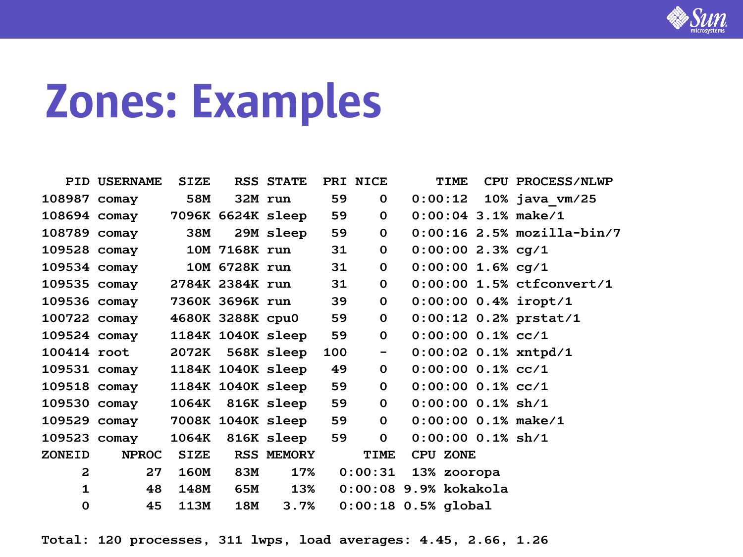# Zones: Examples

```
   PID USERNAME  SIZE   RSS STATE  PRI NICE      TIME  CPU PROCESS/NLWP
108987 comay      58M   32M run     59    0   0:00:12  10% java_vm/25
108694 comay    7096K 6624K sleep   59    0   0:00:04 3.1% make/1
108789 comay      38M   29M sleep   59    0   0:00:16 2.5% mozilla-bin/7
109528 comay      10M 7168K run     31    0   0:00:00 2.3% cg/1
109534 comay      10M 6728K run     31    0   0:00:00 1.6% cg/1
109535 comay    2784K 2384K run     31    0   0:00:00 1.5% ctfconvert/1
109536 comay    7360K 3696K run     39    0   0:00:00 0.4% iropt/1
100722 comay    4680K 3288K cpu0    59    0   0:00:12 0.2% prstat/1
109524 comay    1184K 1040K sleep   59    0   0:00:00 0.1% cc/1
100414 root     2072K  568K sleep  100    -   0:00:02 0.1% xntpd/1
109531 comay    1184K 1040K sleep   49    0   0:00:00 0.1% cc/1
109518 comay    1184K 1040K sleep   59    0   0:00:00 0.1% cc/1
109530 comay    1064K  816K sleep   59    0   0:00:00 0.1% sh/1
109529 comay    7008K 1040K sleep   59    0   0:00:00 0.1% make/1
109523 comay    1064K  816K sleep   59    0   0:00:00 0.1% sh/1
ZONEID     NPROC  SIZE   RSS MEMORY      TIME  CPU ZONE
     2        27  160M   83M    17%   0:00:31  13% zooropa
     1        48  148M   65M    13%   0:00:08 9.9% kokakola
     0        45  113M   18M   3.7%   0:00:18 0.5% global

Total: 120 processes, 311 lwps, load averages: 4.45, 2.66, 1.26
```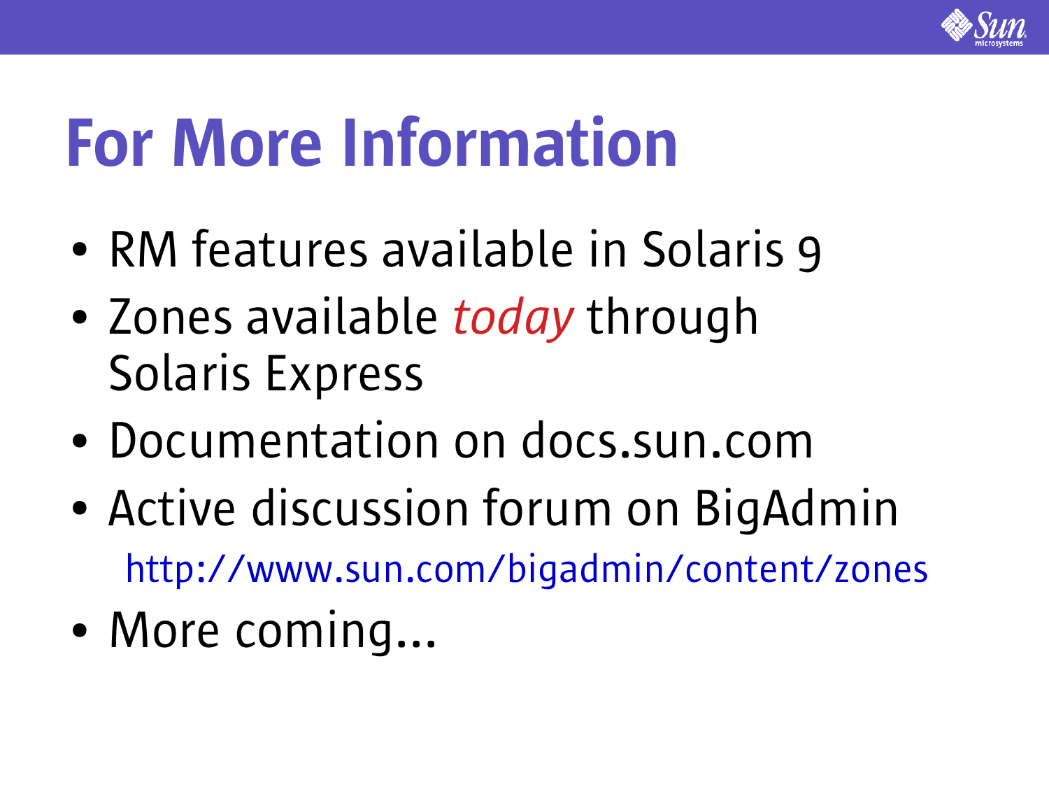# For More Information

- RM features available in Solaris 9
- Zones available *today* through Solaris Express
- Documentation on docs.sun.com
- Active discussion forum on BigAdmin
  http://www.sun.com/bigadmin/content/zones
- More coming...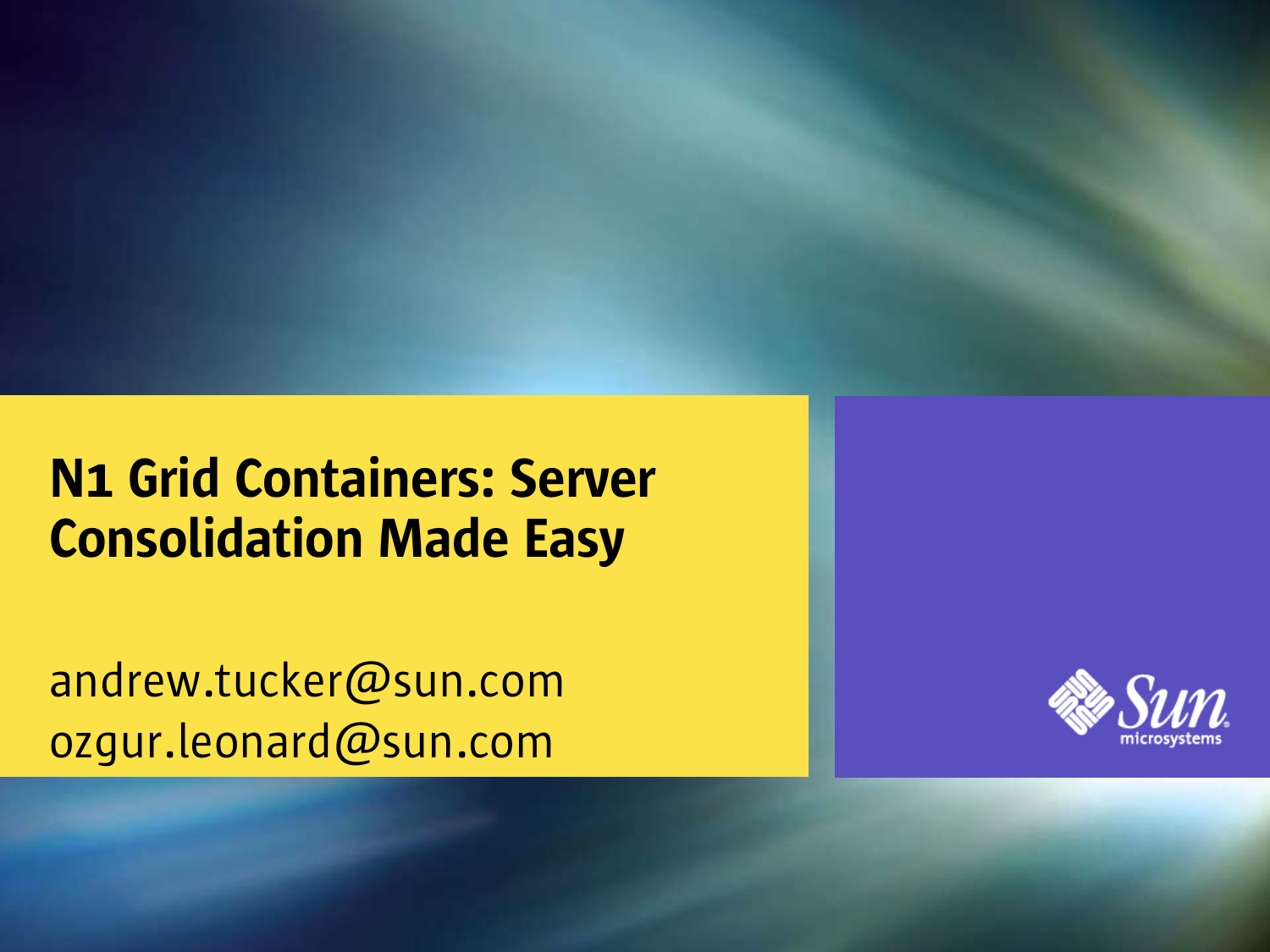# N1 Grid Containers: Server Consolidation Made Easy

andrew.tucker@sun.com
ozgur.leonard@sun.com